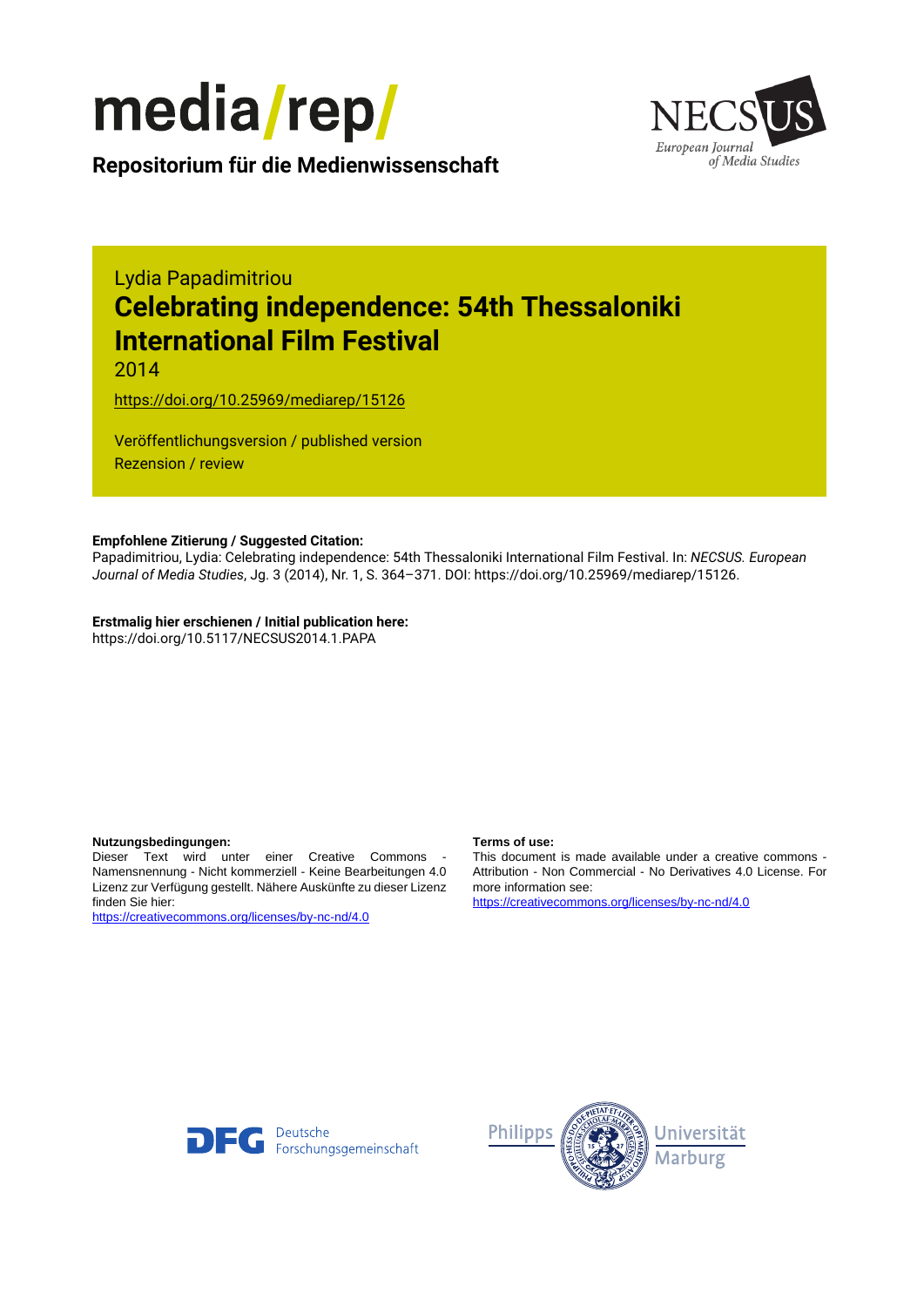media/rep/

**Repositorium für die Medienwissenschaft**

NECSUS European Journal of Media Studies

Lydia Papadimitriou

# Celebrating independence: 54th Thessaloniki International Film Festival

2014

https://doi.org/10.25969/mediarep/15126

Veröffentlichungsversion / published version
Rezension / review

**Empfohlene Zitierung / Suggested Citation:**
Papadimitriou, Lydia: Celebrating independence: 54th Thessaloniki International Film Festival. In: *NECSUS. European Journal of Media Studies*, Jg. 3 (2014), Nr. 1, S. 364–371. DOI: https://doi.org/10.25969/mediarep/15126.

**Erstmalig hier erschienen / Initial publication here:**
https://doi.org/10.5117/NECSUS2014.1.PAPA

**Nutzungsbedingungen:**
Dieser Text wird unter einer Creative Commons - Namensnennung - Nicht kommerziell - Keine Bearbeitungen 4.0 Lizenz zur Verfügung gestellt. Nähere Auskünfte zu dieser Lizenz finden Sie hier:
https://creativecommons.org/licenses/by-nc-nd/4.0

**Terms of use:**
This document is made available under a creative commons - Attribution - Non Commercial - No Derivatives 4.0 License. For more information see:
https://creativecommons.org/licenses/by-nc-nd/4.0

DFG Deutsche Forschungsgemeinschaft

Philipps Universität Marburg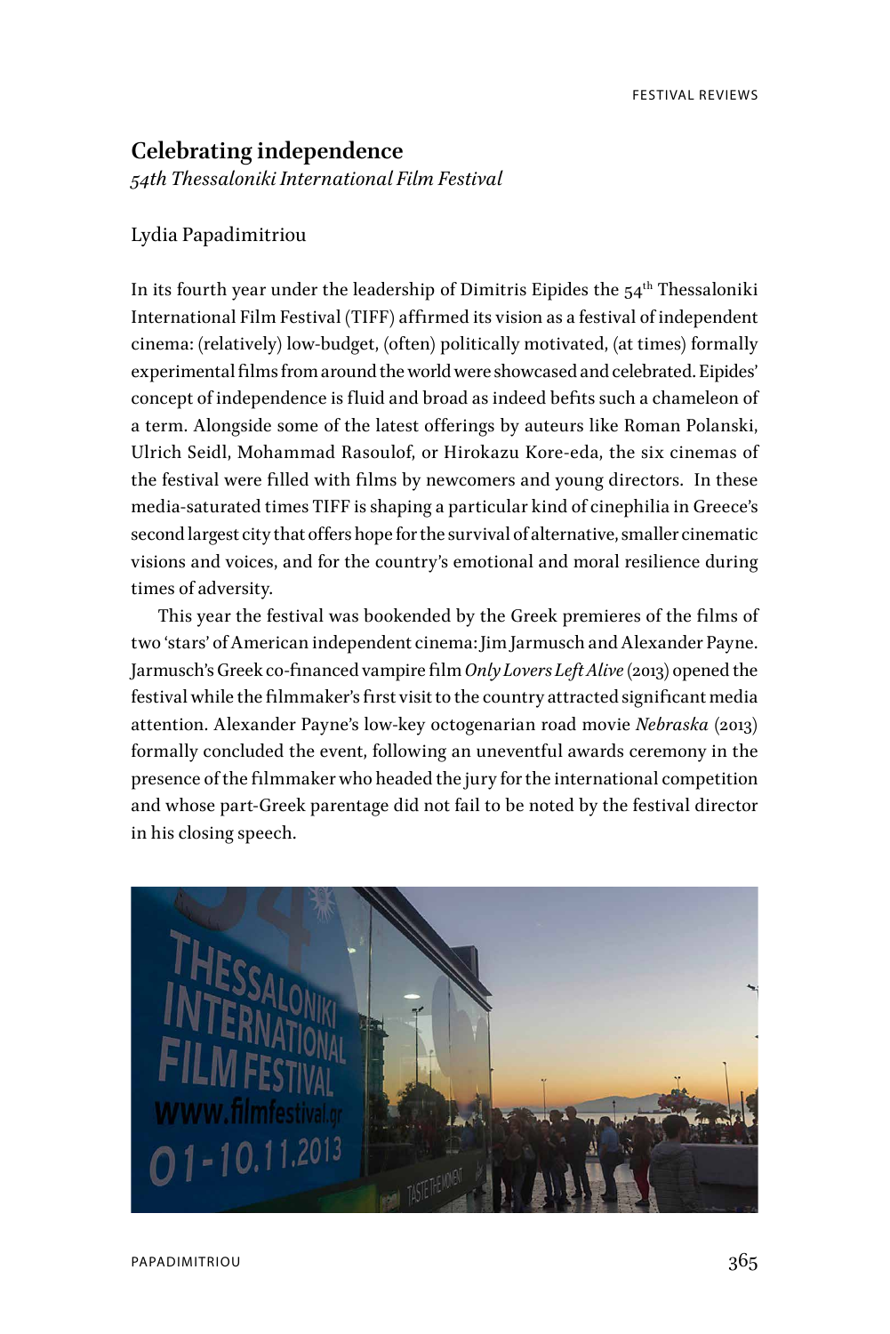# Celebrating independence

*54th Thessaloniki International Film Festival*

Lydia Papadimitriou

In its fourth year under the leadership of Dimitris Eipides the 54th Thessaloniki International Film Festival (TIFF) affirmed its vision as a festival of independent cinema: (relatively) low-budget, (often) politically motivated, (at times) formally experimental films from around the world were showcased and celebrated. Eipides' concept of independence is fluid and broad as indeed befits such a chameleon of a term. Alongside some of the latest offerings by auteurs like Roman Polanski, Ulrich Seidl, Mohammad Rasoulof, or Hirokazu Kore-eda, the six cinemas of the festival were filled with films by newcomers and young directors. In these media-saturated times TIFF is shaping a particular kind of cinephilia in Greece's second largest city that offers hope for the survival of alternative, smaller cinematic visions and voices, and for the country's emotional and moral resilience during times of adversity.

This year the festival was bookended by the Greek premieres of the films of two 'stars' of American independent cinema: Jim Jarmusch and Alexander Payne. Jarmusch's Greek co-financed vampire film *Only Lovers Left Alive* (2013) opened the festival while the filmmaker's first visit to the country attracted significant media attention. Alexander Payne's low-key octogenarian road movie *Nebraska* (2013) formally concluded the event, following an uneventful awards ceremony in the presence of the filmmaker who headed the jury for the international competition and whose part-Greek parentage did not fail to be noted by the festival director in his closing speech.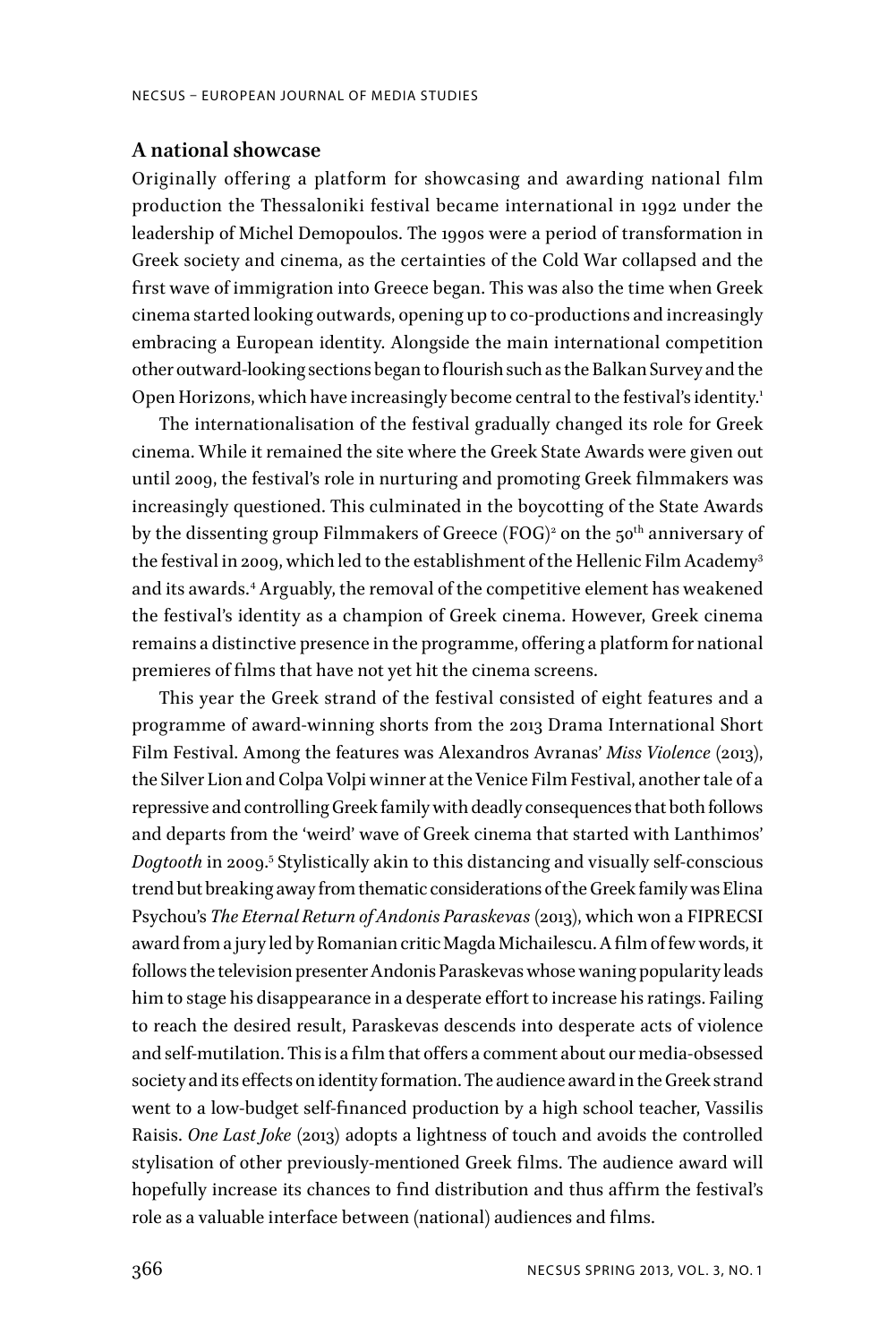## A national showcase

Originally offering a platform for showcasing and awarding national film production the Thessaloniki festival became international in 1992 under the leadership of Michel Demopoulos. The 1990s were a period of transformation in Greek society and cinema, as the certainties of the Cold War collapsed and the first wave of immigration into Greece began. This was also the time when Greek cinema started looking outwards, opening up to co-productions and increasingly embracing a European identity. Alongside the main international competition other outward-looking sections began to flourish such as the Balkan Survey and the Open Horizons, which have increasingly become central to the festival's identity.[1]

The internationalisation of the festival gradually changed its role for Greek cinema. While it remained the site where the Greek State Awards were given out until 2009, the festival's role in nurturing and promoting Greek filmmakers was increasingly questioned. This culminated in the boycotting of the State Awards by the dissenting group Filmmakers of Greece (FOG)[2] on the 50th anniversary of the festival in 2009, which led to the establishment of the Hellenic Film Academy[3] and its awards.[4] Arguably, the removal of the competitive element has weakened the festival's identity as a champion of Greek cinema. However, Greek cinema remains a distinctive presence in the programme, offering a platform for national premieres of films that have not yet hit the cinema screens.

This year the Greek strand of the festival consisted of eight features and a programme of award-winning shorts from the 2013 Drama International Short Film Festival. Among the features was Alexandros Avranas' *Miss Violence* (2013), the Silver Lion and Colpa Volpi winner at the Venice Film Festival, another tale of a repressive and controlling Greek family with deadly consequences that both follows and departs from the 'weird' wave of Greek cinema that started with Lanthimos' *Dogtooth* in 2009.[5] Stylistically akin to this distancing and visually self-conscious trend but breaking away from thematic considerations of the Greek family was Elina Psychou's *The Eternal Return of Andonis Paraskevas* (2013), which won a FIPRECSI award from a jury led by Romanian critic Magda Michailescu. A film of few words, it follows the television presenter Andonis Paraskevas whose waning popularity leads him to stage his disappearance in a desperate effort to increase his ratings. Failing to reach the desired result, Paraskevas descends into desperate acts of violence and self-mutilation. This is a film that offers a comment about our media-obsessed society and its effects on identity formation. The audience award in the Greek strand went to a low-budget self-financed production by a high school teacher, Vassilis Raisis. *One Last Joke* (2013) adopts a lightness of touch and avoids the controlled stylisation of other previously-mentioned Greek films. The audience award will hopefully increase its chances to find distribution and thus affirm the festival's role as a valuable interface between (national) audiences and films.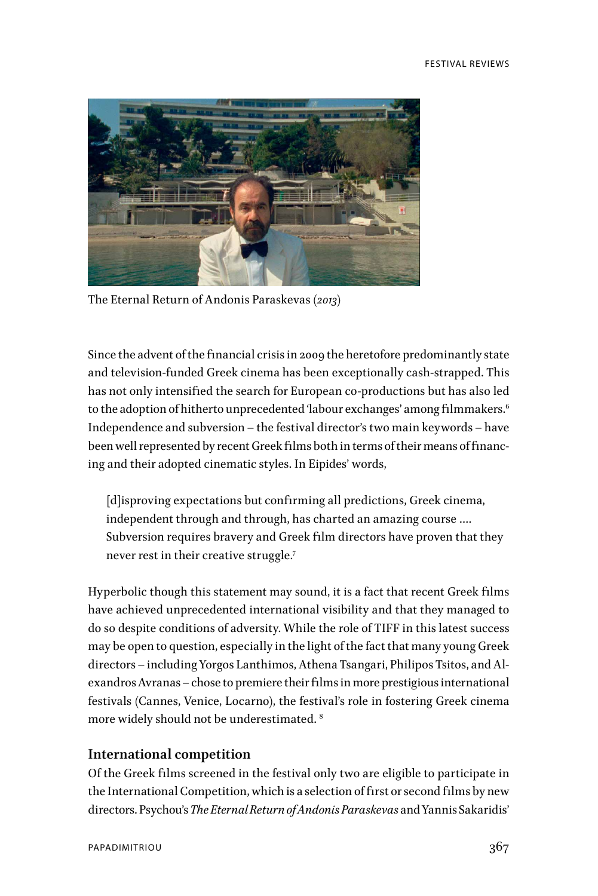The Eternal Return of Andonis Paraskevas (*2013*)

Since the advent of the financial crisis in 2009 the heretofore predominantly state and television-funded Greek cinema has been exceptionally cash-strapped. This has not only intensified the search for European co-productions but has also led to the adoption of hitherto unprecedented 'labour exchanges' among filmmakers.[6] Independence and subversion – the festival director's two main keywords – have been well represented by recent Greek films both in terms of their means of financing and their adopted cinematic styles. In Eipides' words,

> [d]isproving expectations but confirming all predictions, Greek cinema, independent through and through, has charted an amazing course .... Subversion requires bravery and Greek film directors have proven that they never rest in their creative struggle.[7]

Hyperbolic though this statement may sound, it is a fact that recent Greek films have achieved unprecedented international visibility and that they managed to do so despite conditions of adversity. While the role of TIFF in this latest success may be open to question, especially in the light of the fact that many young Greek directors – including Yorgos Lanthimos, Athena Tsangari, Philipos Tsitos, and Alexandros Avranas – chose to premiere their films in more prestigious international festivals (Cannes, Venice, Locarno), the festival's role in fostering Greek cinema more widely should not be underestimated. [8]

### International competition

Of the Greek films screened in the festival only two are eligible to participate in the International Competition, which is a selection of first or second films by new directors. Psychou's *The Eternal Return of Andonis Paraskevas* and Yannis Sakaridis'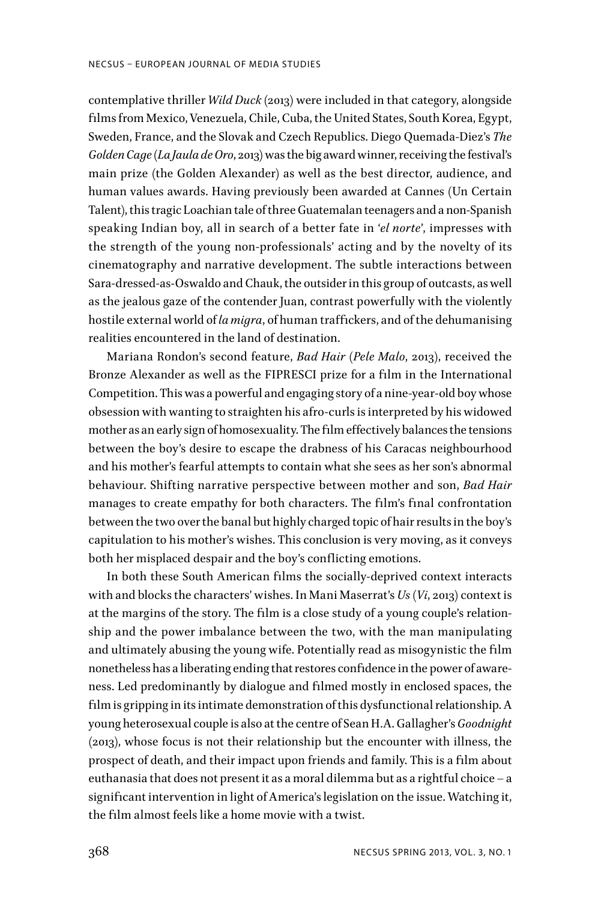contemplative thriller *Wild Duck* (2013) were included in that category, alongside films from Mexico, Venezuela, Chile, Cuba, the United States, South Korea, Egypt, Sweden, France, and the Slovak and Czech Republics. Diego Quemada-Diez's *The Golden Cage* (*La Jaula de Oro*, 2013) was the big award winner, receiving the festival's main prize (the Golden Alexander) as well as the best director, audience, and human values awards. Having previously been awarded at Cannes (Un Certain Talent), this tragic Loachian tale of three Guatemalan teenagers and a non-Spanish speaking Indian boy, all in search of a better fate in '*el norte*', impresses with the strength of the young non-professionals' acting and by the novelty of its cinematography and narrative development. The subtle interactions between Sara-dressed-as-Oswaldo and Chauk, the outsider in this group of outcasts, as well as the jealous gaze of the contender Juan, contrast powerfully with the violently hostile external world of *la migra*, of human traffickers, and of the dehumanising realities encountered in the land of destination.

Mariana Rondon's second feature, *Bad Hair* (*Pele Malo*, 2013), received the Bronze Alexander as well as the FIPRESCI prize for a film in the International Competition. This was a powerful and engaging story of a nine-year-old boy whose obsession with wanting to straighten his afro-curls is interpreted by his widowed mother as an early sign of homosexuality. The film effectively balances the tensions between the boy's desire to escape the drabness of his Caracas neighbourhood and his mother's fearful attempts to contain what she sees as her son's abnormal behaviour. Shifting narrative perspective between mother and son, *Bad Hair* manages to create empathy for both characters. The film's final confrontation between the two over the banal but highly charged topic of hair results in the boy's capitulation to his mother's wishes. This conclusion is very moving, as it conveys both her misplaced despair and the boy's conflicting emotions.

In both these South American films the socially-deprived context interacts with and blocks the characters' wishes. In Mani Maserrat's *Us* (*Vi*, 2013) context is at the margins of the story. The film is a close study of a young couple's relationship and the power imbalance between the two, with the man manipulating and ultimately abusing the young wife. Potentially read as misogynistic the film nonetheless has a liberating ending that restores confidence in the power of awareness. Led predominantly by dialogue and filmed mostly in enclosed spaces, the film is gripping in its intimate demonstration of this dysfunctional relationship. A young heterosexual couple is also at the centre of Sean H.A. Gallagher's *Goodnight* (2013), whose focus is not their relationship but the encounter with illness, the prospect of death, and their impact upon friends and family. This is a film about euthanasia that does not present it as a moral dilemma but as a rightful choice – a significant intervention in light of America's legislation on the issue. Watching it, the film almost feels like a home movie with a twist.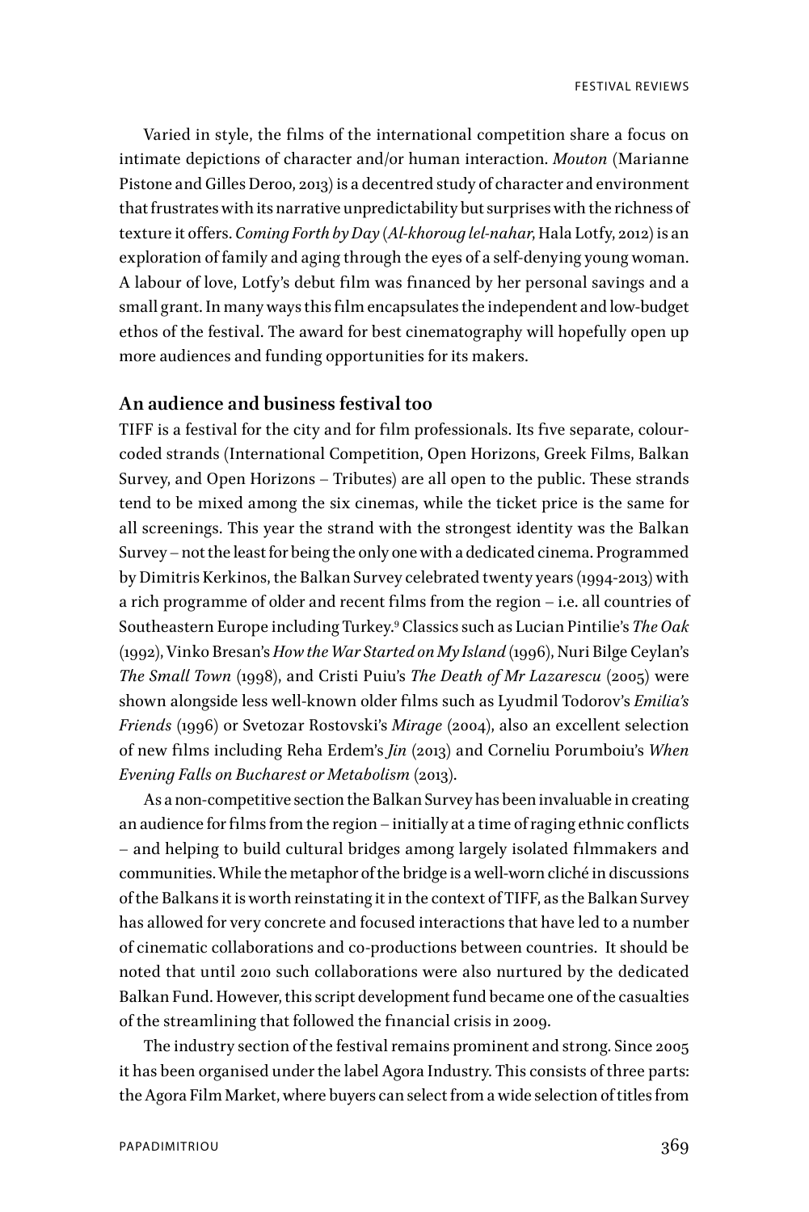Varied in style, the films of the international competition share a focus on intimate depictions of character and/or human interaction. *Mouton* (Marianne Pistone and Gilles Deroo, 2013) is a decentred study of character and environment that frustrates with its narrative unpredictability but surprises with the richness of texture it offers. *Coming Forth by Day* (*Al-khoroug lel-nahar*, Hala Lotfy, 2012) is an exploration of family and aging through the eyes of a self-denying young woman. A labour of love, Lotfy's debut film was financed by her personal savings and a small grant. In many ways this film encapsulates the independent and low-budget ethos of the festival. The award for best cinematography will hopefully open up more audiences and funding opportunities for its makers.

### An audience and business festival too

TIFF is a festival for the city and for film professionals. Its five separate, colour-coded strands (International Competition, Open Horizons, Greek Films, Balkan Survey, and Open Horizons – Tributes) are all open to the public. These strands tend to be mixed among the six cinemas, while the ticket price is the same for all screenings. This year the strand with the strongest identity was the Balkan Survey – not the least for being the only one with a dedicated cinema. Programmed by Dimitris Kerkinos, the Balkan Survey celebrated twenty years (1994-2013) with a rich programme of older and recent films from the region – i.e. all countries of Southeastern Europe including Turkey.[9] Classics such as Lucian Pintilie's *The Oak* (1992), Vinko Bresan's *How the War Started on My Island* (1996), Nuri Bilge Ceylan's *The Small Town* (1998), and Cristi Puiu's *The Death of Mr Lazarescu* (2005) were shown alongside less well-known older films such as Lyudmil Todorov's *Emilia's Friends* (1996) or Svetozar Rostovski's *Mirage* (2004), also an excellent selection of new films including Reha Erdem's *Jin* (2013) and Corneliu Porumboiu's *When Evening Falls on Bucharest or Metabolism* (2013).

As a non-competitive section the Balkan Survey has been invaluable in creating an audience for films from the region – initially at a time of raging ethnic conflicts – and helping to build cultural bridges among largely isolated filmmakers and communities. While the metaphor of the bridge is a well-worn cliché in discussions of the Balkans it is worth reinstating it in the context of TIFF, as the Balkan Survey has allowed for very concrete and focused interactions that have led to a number of cinematic collaborations and co-productions between countries. It should be noted that until 2010 such collaborations were also nurtured by the dedicated Balkan Fund. However, this script development fund became one of the casualties of the streamlining that followed the financial crisis in 2009.

The industry section of the festival remains prominent and strong. Since 2005 it has been organised under the label Agora Industry. This consists of three parts: the Agora Film Market, where buyers can select from a wide selection of titles from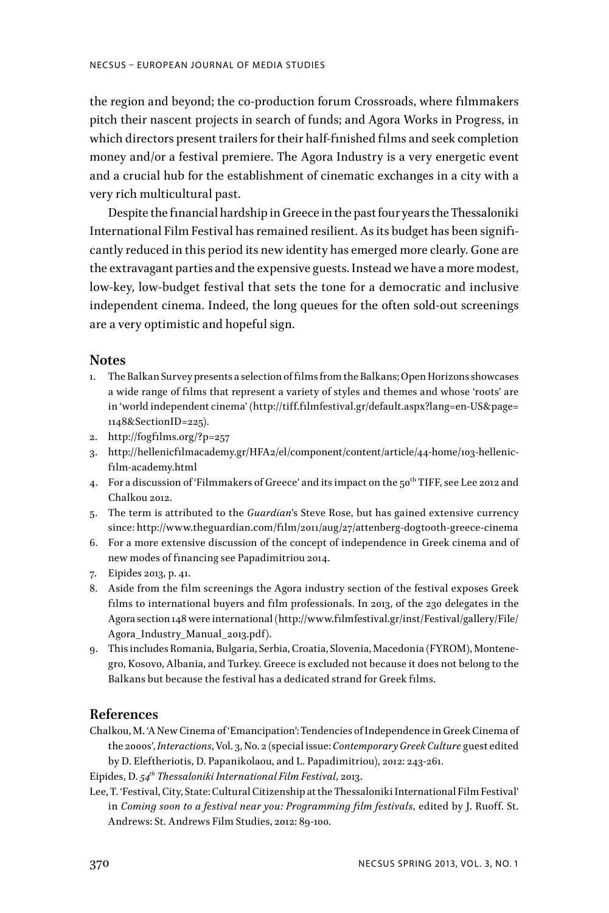the region and beyond; the co-production forum Crossroads, where filmmakers pitch their nascent projects in search of funds; and Agora Works in Progress, in which directors present trailers for their half-finished films and seek completion money and/or a festival premiere. The Agora Industry is a very energetic event and a crucial hub for the establishment of cinematic exchanges in a city with a very rich multicultural past.

Despite the financial hardship in Greece in the past four years the Thessaloniki International Film Festival has remained resilient. As its budget has been significantly reduced in this period its new identity has emerged more clearly. Gone are the extravagant parties and the expensive guests. Instead we have a more modest, low-key, low-budget festival that sets the tone for a democratic and inclusive independent cinema. Indeed, the long queues for the often sold-out screenings are a very optimistic and hopeful sign.

## Notes

1. The Balkan Survey presents a selection of films from the Balkans; Open Horizons showcases a wide range of films that represent a variety of styles and themes and whose 'roots' are in 'world independent cinema' (http://tiff.filmfestival.gr/default.aspx?lang=en-US&page=1148&SectionID=225).
2. http://fogfilms.org/?p=257
3. http://hellenicfilmacademy.gr/HFA2/el/component/content/article/44-home/103-hellenic-film-academy.html
4. For a discussion of 'Filmmakers of Greece' and its impact on the 50th TIFF, see Lee 2012 and Chalkou 2012.
5. The term is attributed to the *Guardian*'s Steve Rose, but has gained extensive currency since: http://www.theguardian.com/film/2011/aug/27/attenberg-dogtooth-greece-cinema
6. For a more extensive discussion of the concept of independence in Greek cinema and of new modes of financing see Papadimitriou 2014.
7. Eipides 2013, p. 41.
8. Aside from the film screenings the Agora industry section of the festival exposes Greek films to international buyers and film professionals. In 2013, of the 230 delegates in the Agora section 148 were international (http://www.filmfestival.gr/inst/Festival/gallery/File/Agora_Industry_Manual_2013.pdf).
9. This includes Romania, Bulgaria, Serbia, Croatia, Slovenia, Macedonia (FYROM), Montenegro, Kosovo, Albania, and Turkey. Greece is excluded not because it does not belong to the Balkans but because the festival has a dedicated strand for Greek films.

## References

Chalkou, M. 'A New Cinema of 'Emancipation': Tendencies of Independence in Greek Cinema of the 2000s', *Interactions*, Vol. 3, No. 2 (special issue: *Contemporary Greek Culture* guest edited by D. Eleftheriotis, D. Papanikolaou, and L. Papadimitriou), 2012: 243-261.

Eipides, D. *54th Thessaloniki International Film Festival*, 2013.

Lee, T. 'Festival, City, State: Cultural Citizenship at the Thessaloniki International Film Festival' in *Coming soon to a festival near you: Programming film festivals*, edited by J. Ruoff. St. Andrews: St. Andrews Film Studies, 2012: 89-100.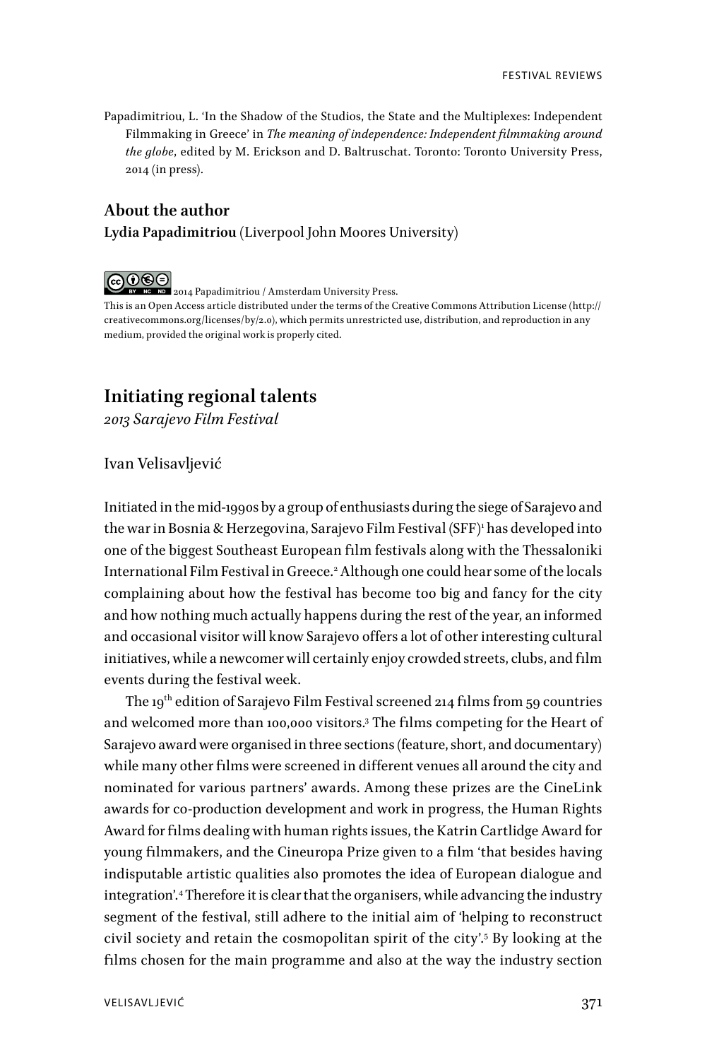Papadimitriou, L. 'In the Shadow of the Studios, the State and the Multiplexes: Independent Filmmaking in Greece' in *The meaning of independence: Independent filmmaking around the globe*, edited by M. Erickson and D. Baltruschat. Toronto: Toronto University Press, 2014 (in press).

### About the author

**Lydia Papadimitriou** (Liverpool John Moores University)

2014 Papadimitriou / Amsterdam University Press.

This is an Open Access article distributed under the terms of the Creative Commons Attribution License (http://creativecommons.org/licenses/by/2.0), which permits unrestricted use, distribution, and reproduction in any medium, provided the original work is properly cited.

## Initiating regional talents

*2013 Sarajevo Film Festival*

Ivan Velisavljević

Initiated in the mid-1990s by a group of enthusiasts during the siege of Sarajevo and the war in Bosnia & Herzegovina, Sarajevo Film Festival (SFF)[1] has developed into one of the biggest Southeast European film festivals along with the Thessaloniki International Film Festival in Greece.[2] Although one could hear some of the locals complaining about how the festival has become too big and fancy for the city and how nothing much actually happens during the rest of the year, an informed and occasional visitor will know Sarajevo offers a lot of other interesting cultural initiatives, while a newcomer will certainly enjoy crowded streets, clubs, and film events during the festival week.

The 19th edition of Sarajevo Film Festival screened 214 films from 59 countries and welcomed more than 100,000 visitors.[3] The films competing for the Heart of Sarajevo award were organised in three sections (feature, short, and documentary) while many other films were screened in different venues all around the city and nominated for various partners' awards. Among these prizes are the CineLink awards for co-production development and work in progress, the Human Rights Award for films dealing with human rights issues, the Katrin Cartlidge Award for young filmmakers, and the Cineuropa Prize given to a film 'that besides having indisputable artistic qualities also promotes the idea of European dialogue and integration'.[4] Therefore it is clear that the organisers, while advancing the industry segment of the festival, still adhere to the initial aim of 'helping to reconstruct civil society and retain the cosmopolitan spirit of the city'.[5] By looking at the films chosen for the main programme and also at the way the industry section